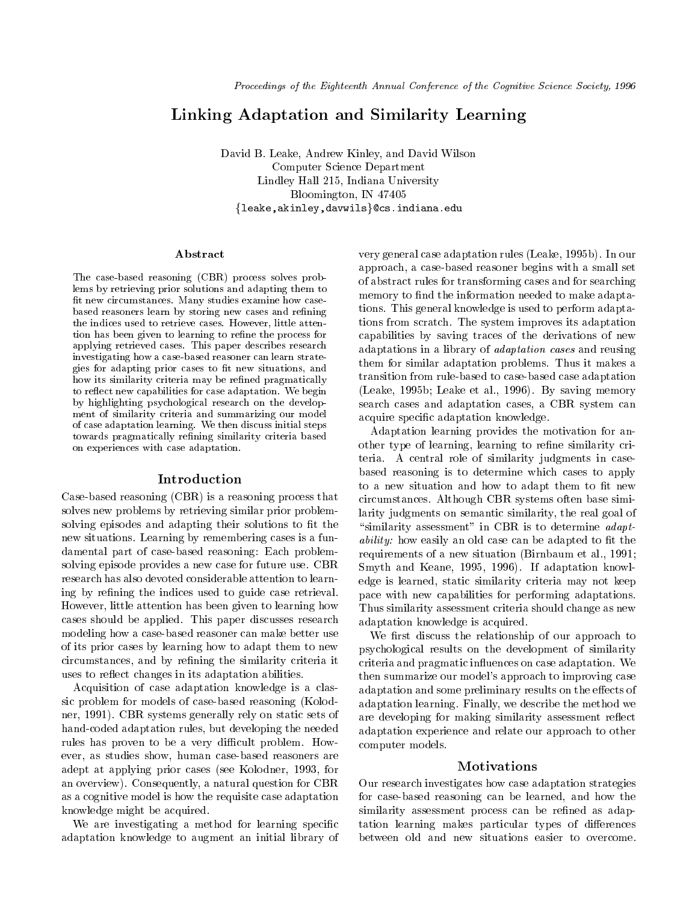# Linking Adaptation and Similarity Learning

David B. Leake, Andrew Kinley, and David Wilson
Computer Science Department
Lindley Hall 215, Indiana University
Bloomington, IN 47405
{leake,akinley,davwils}@cs.indiana.edu

## Abstract

The case-based reasoning (CBR) process solves problems by retrieving prior solutions and adapting them to fit new circumstances. Many studies examine how case-based reasoners learn by storing new cases and refining the indices used to retrieve cases. However, little attention has been given to learning to refine the process for applying retrieved cases. This paper describes research investigating how a case-based reasoner can learn strategies for adapting prior cases to fit new situations, and how its similarity criteria may be refined pragmatically to reflect new capabilities for case adaptation. We begin by highlighting psychological research on the development of similarity criteria and summarizing our model of case adaptation learning. We then discuss initial steps towards pragmatically refining similarity criteria based on experiences with case adaptation.

## Introduction

Case-based reasoning (CBR) is a reasoning process that solves new problems by retrieving similar prior problem-solving episodes and adapting their solutions to fit the new situations. Learning by remembering cases is a fundamental part of case-based reasoning: Each problem-solving episode provides a new case for future use. CBR research has also devoted considerable attention to learning by refining the indices used to guide case retrieval. However, little attention has been given to learning how cases should be applied. This paper discusses research modeling how a case-based reasoner can make better use of its prior cases by learning how to adapt them to new circumstances, and by refining the similarity criteria it uses to reflect changes in its adaptation abilities.

Acquisition of case adaptation knowledge is a classic problem for models of case-based reasoning (Kolodner, 1991). CBR systems generally rely on static sets of hand-coded adaptation rules, but developing the needed rules has proven to be a very difficult problem. However, as studies show, human case-based reasoners are adept at applying prior cases (see Kolodner, 1993, for an overview). Consequently, a natural question for CBR as a cognitive model is how the requisite case adaptation knowledge might be acquired.

We are investigating a method for learning specific adaptation knowledge to augment an initial library of very general case adaptation rules (Leake, 1995b). In our approach, a case-based reasoner begins with a small set of abstract rules for transforming cases and for searching memory to find the information needed to make adaptations. This general knowledge is used to perform adaptations from scratch. The system improves its adaptation capabilities by saving traces of the derivations of new adaptations in a library of *adaptation cases* and reusing them for similar adaptation problems. Thus it makes a transition from rule-based to case-based case adaptation (Leake, 1995b; Leake et al., 1996). By saving memory search cases and adaptation cases, a CBR system can acquire specific adaptation knowledge.

Adaptation learning provides the motivation for another type of learning, learning to refine similarity criteria. A central role of similarity judgments in case-based reasoning is to determine which cases to apply to a new situation and how to adapt them to fit new circumstances. Although CBR systems often base similarity judgments on semantic similarity, the real goal of "similarity assessment" in CBR is to determine *adaptability:* how easily an old case can be adapted to fit the requirements of a new situation (Birnbaum et al., 1991; Smyth and Keane, 1995, 1996). If adaptation knowledge is learned, static similarity criteria may not keep pace with new capabilities for performing adaptations. Thus similarity assessment criteria should change as new adaptation knowledge is acquired.

We first discuss the relationship of our approach to psychological results on the development of similarity criteria and pragmatic influences on case adaptation. We then summarize our model's approach to improving case adaptation and some preliminary results on the effects of adaptation learning. Finally, we describe the method we are developing for making similarity assessment reflect adaptation experience and relate our approach to other computer models.

## Motivations

Our research investigates how case adaptation strategies for case-based reasoning can be learned, and how the similarity assessment process can be refined as adaptation learning makes particular types of differences between old and new situations easier to overcome.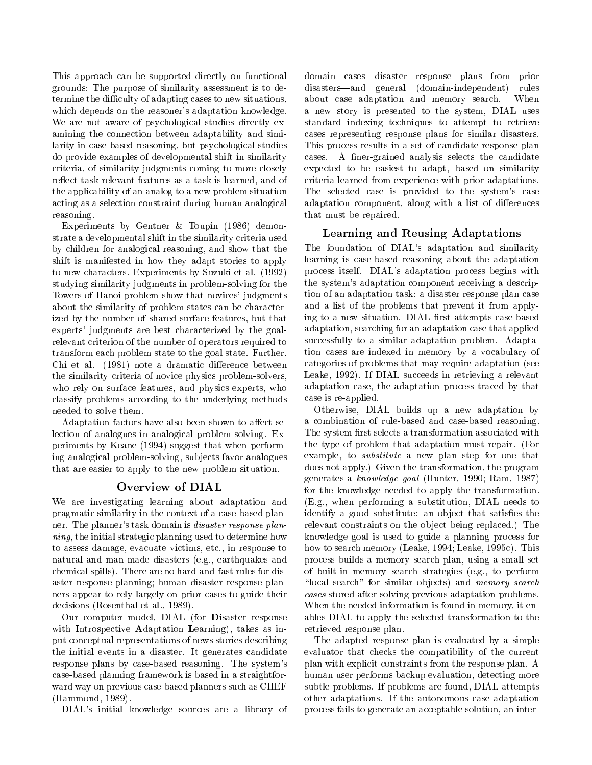This approach can be supported directly on functional grounds: The purpose of similarity assessment is to determine the difficulty of adapting cases to new situations, which depends on the reasoner's adaptation knowledge. We are not aware of psychological studies directly examining the connection between adaptability and similarity in case-based reasoning, but psychological studies do provide examples of developmental shift in similarity criteria, of similarity judgments coming to more closely reflect task-relevant features as a task is learned, and of the applicability of an analog to a new problem situation acting as a selection constraint during human analogical reasoning.

Experiments by Gentner & Toupin (1986) demonstrate a developmental shift in the similarity criteria used by children for analogical reasoning, and show that the shift is manifested in how they adapt stories to apply to new characters. Experiments by Suzuki et al. (1992) studying similarity judgments in problem-solving for the Towers of Hanoi problem show that novices' judgments about the similarity of problem states can be characterized by the number of shared surface features, but that experts' judgments are best characterized by the goal-relevant criterion of the number of operators required to transform each problem state to the goal state. Further, Chi et al. (1981) note a dramatic difference between the similarity criteria of novice physics problem-solvers, who rely on surface features, and physics experts, who classify problems according to the underlying methods needed to solve them.

Adaptation factors have also been shown to affect selection of analogues in analogical problem-solving. Experiments by Keane (1994) suggest that when performing analogical problem-solving, subjects favor analogues that are easier to apply to the new problem situation.

## Overview of DIAL

We are investigating learning about adaptation and pragmatic similarity in the context of a case-based planner. The planner's task domain is *disaster response planning*, the initial strategic planning used to determine how to assess damage, evacuate victims, etc., in response to natural and man-made disasters (e.g., earthquakes and chemical spills). There are no hard-and-fast rules for disaster response planning; human disaster response planners appear to rely largely on prior cases to guide their decisions (Rosenthal et al., 1989).

Our computer model, DIAL (for **D**isaster response with **I**ntrospective **A**daptation **L**earning), takes as input conceptual representations of news stories describing the initial events in a disaster. It generates candidate response plans by case-based reasoning. The system's case-based planning framework is based in a straightforward way on previous case-based planners such as CHEF (Hammond, 1989).

DIAL's initial knowledge sources are a library of domain cases—disaster response plans from prior disasters—and general (domain-independent) rules about case adaptation and memory search. When a new story is presented to the system, DIAL uses standard indexing techniques to attempt to retrieve cases representing response plans for similar disasters. This process results in a set of candidate response plan cases. A finer-grained analysis selects the candidate expected to be easiest to adapt, based on similarity criteria learned from experience with prior adaptations. The selected case is provided to the system's case adaptation component, along with a list of differences that must be repaired.

## Learning and Reusing Adaptations

The foundation of DIAL's adaptation and similarity learning is case-based reasoning about the adaptation process itself. DIAL's adaptation process begins with the system's adaptation component receiving a description of an adaptation task: a disaster response plan case and a list of the problems that prevent it from applying to a new situation. DIAL first attempts case-based adaptation, searching for an adaptation case that applied successfully to a similar adaptation problem. Adaptation cases are indexed in memory by a vocabulary of categories of problems that may require adaptation (see Leake, 1992). If DIAL succeeds in retrieving a relevant adaptation case, the adaptation process traced by that case is re-applied.

Otherwise, DIAL builds up a new adaptation by a combination of rule-based and case-based reasoning. The system first selects a transformation associated with the type of problem that adaptation must repair. (For example, to *substitute* a new plan step for one that does not apply.) Given the transformation, the program generates a *knowledge goal* (Hunter, 1990; Ram, 1987) for the knowledge needed to apply the transformation. (E.g., when performing a substitution, DIAL needs to identify a good substitute: an object that satisfies the relevant constraints on the object being replaced.) The knowledge goal is used to guide a planning process for how to search memory (Leake, 1994; Leake, 1995c). This process builds a memory search plan, using a small set of built-in memory search strategies (e.g., to perform "local search" for similar objects) and *memory search cases* stored after solving previous adaptation problems. When the needed information is found in memory, it enables DIAL to apply the selected transformation to the retrieved response plan.

The adapted response plan is evaluated by a simple evaluator that checks the compatibility of the current plan with explicit constraints from the response plan. A human user performs backup evaluation, detecting more subtle problems. If problems are found, DIAL attempts other adaptations. If the autonomous case adaptation process fails to generate an acceptable solution, an inter-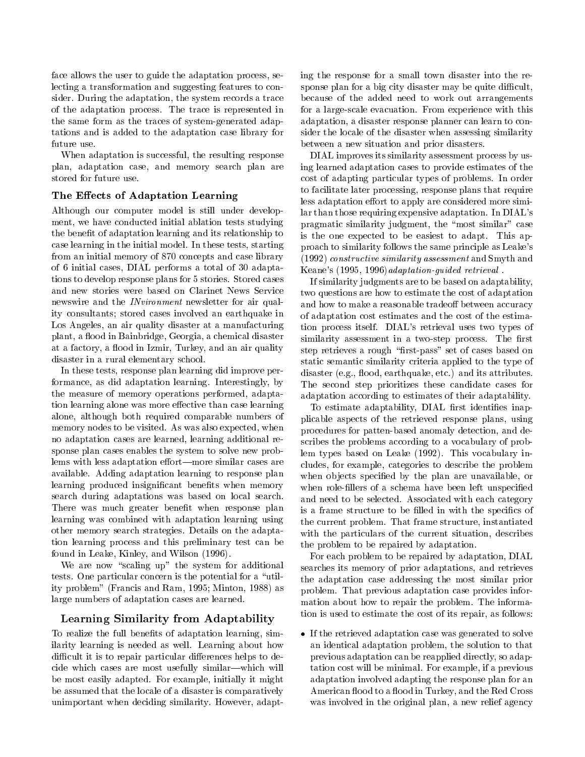face allows the user to guide the adaptation process, selecting a transformation and suggesting features to consider. During the adaptation, the system records a trace of the adaptation process. The trace is represented in the same form as the traces of system-generated adaptations and is added to the adaptation case library for future use.

When adaptation is successful, the resulting response plan, adaptation case, and memory search plan are stored for future use.

### The Effects of Adaptation Learning

Although our computer model is still under development, we have conducted initial ablation tests studying the benefit of adaptation learning and its relationship to case learning in the initial model. In these tests, starting from an initial memory of 870 concepts and case library of 6 initial cases, DIAL performs a total of 30 adaptations to develop response plans for 5 stories. Stored cases and new stories were based on Clarinet News Service newswire and the *INvironment* newsletter for air quality consultants; stored cases involved an earthquake in Los Angeles, an air quality disaster at a manufacturing plant, a flood in Bainbridge, Georgia, a chemical disaster at a factory, a flood in Izmir, Turkey, and an air quality disaster in a rural elementary school.

In these tests, response plan learning did improve performance, as did adaptation learning. Interestingly, by the measure of memory operations performed, adaptation learning alone was more effective than case learning alone, although both required comparable numbers of memory nodes to be visited. As was also expected, when no adaptation cases are learned, learning additional response plan cases enables the system to solve new problems with less adaptation effort—more similar cases are available. Adding adaptation learning to response plan learning produced insignificant benefits when memory search during adaptations was based on local search. There was much greater benefit when response plan learning was combined with adaptation learning using other memory search strategies. Details on the adaptation learning process and this preliminary test can be found in Leake, Kinley, and Wilson (1996).

We are now "scaling up" the system for additional tests. One particular concern is the potential for a "utility problem" (Francis and Ram, 1995; Minton, 1988) as large numbers of adaptation cases are learned.

## Learning Similarity from Adaptability

To realize the full benefits of adaptation learning, similarity learning is needed as well. Learning about how difficult it is to repair particular differences helps to decide which cases are most usefully similar—which will be most easily adapted. For example, initially it might be assumed that the locale of a disaster is comparatively unimportant when deciding similarity. However, adapting the response for a small town disaster into the response plan for a big city disaster may be quite difficult, because of the added need to work out arrangements for a large-scale evacuation. From experience with this adaptation, a disaster response planner can learn to consider the locale of the disaster when assessing similarity between a new situation and prior disasters.

DIAL improves its similarity assessment process by using learned adaptation cases to provide estimates of the cost of adapting particular types of problems. In order to facilitate later processing, response plans that require less adaptation effort to apply are considered more similar than those requiring expensive adaptation. In DIAL's pragmatic similarity judgment, the "most similar" case is the one expected to be easiest to adapt. This approach to similarity follows the same principle as Leake's (1992) *constructive similarity assessment* and Smyth and Keane's (1995, 1996) *adaptation-guided retrieval*.

If similarity judgments are to be based on adaptability, two questions are how to estimate the cost of adaptation and how to make a reasonable tradeoff between accuracy of adaptation cost estimates and the cost of the estimation process itself. DIAL's retrieval uses two types of similarity assessment in a two-step process. The first step retrieves a rough "first-pass" set of cases based on static semantic similarity criteria applied to the type of disaster (e.g., flood, earthquake, etc.) and its attributes. The second step prioritizes these candidate cases for adaptation according to estimates of their adaptability.

To estimate adaptability, DIAL first identifies inapplicable aspects of the retrieved response plans, using procedures for patten-based anomaly detection, and describes the problems according to a vocabulary of problem types based on Leake (1992). This vocabulary includes, for example, categories to describe the problem when objects specified by the plan are unavailable, or when role-fillers of a schema have been left unspecified and need to be selected. Associated with each category is a frame structure to be filled in with the specifics of the current problem. That frame structure, instantiated with the particulars of the current situation, describes the problem to be repaired by adaptation.

For each problem to be repaired by adaptation, DIAL searches its memory of prior adaptations, and retrieves the adaptation case addressing the most similar prior problem. That previous adaptation case provides information about how to repair the problem. The information is used to estimate the cost of its repair, as follows:

- If the retrieved adaptation case was generated to solve an identical adaptation problem, the solution to that previous adaptation can be reapplied directly, so adaptation cost will be minimal. For example, if a previous adaptation involved adapting the response plan for an American flood to a flood in Turkey, and the Red Cross was involved in the original plan, a new relief agency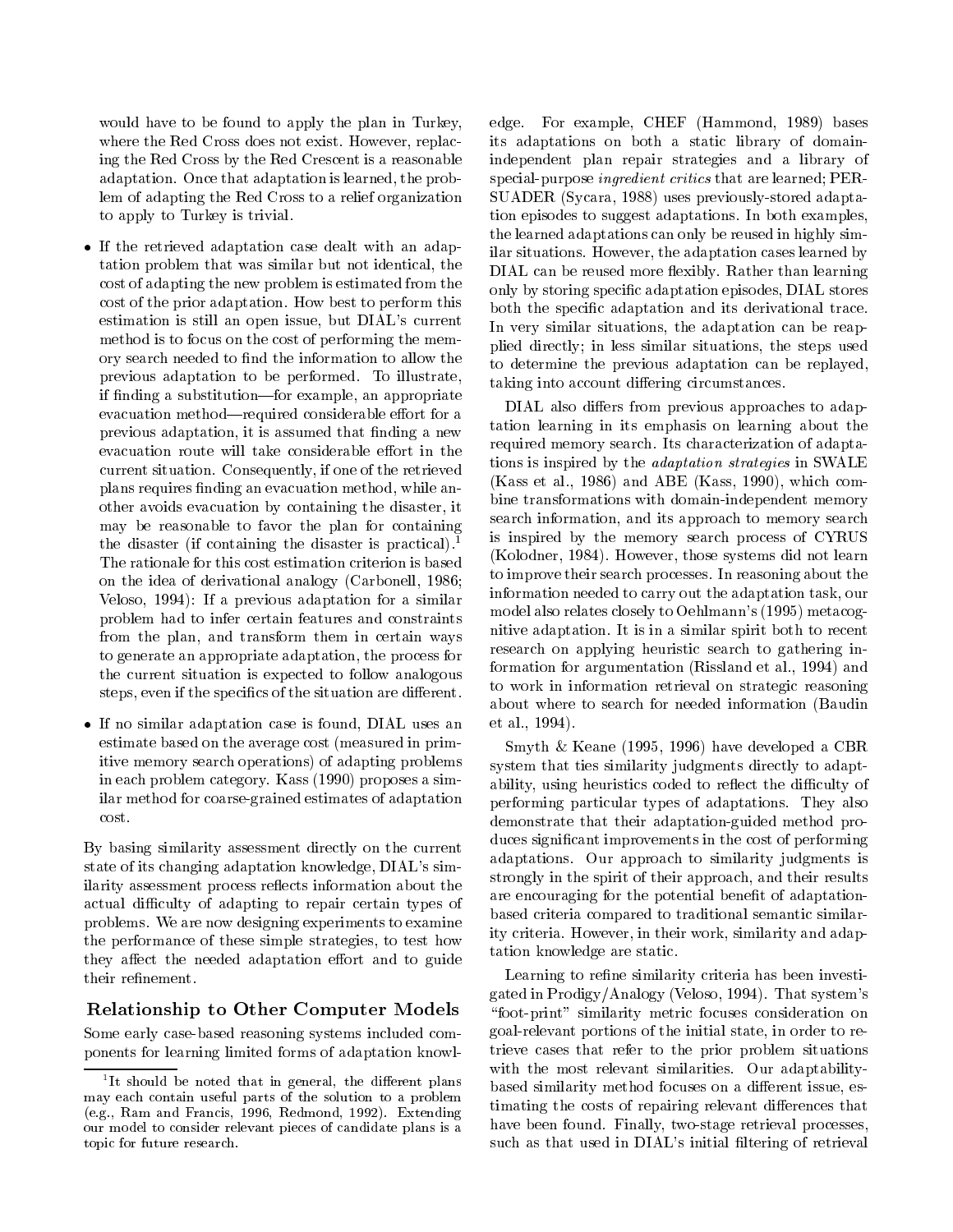would have to be found to apply the plan in Turkey, where the Red Cross does not exist. However, replacing the Red Cross by the Red Crescent is a reasonable adaptation. Once that adaptation is learned, the problem of adapting the Red Cross to a relief organization to apply to Turkey is trivial.

- If the retrieved adaptation case dealt with an adaptation problem that was similar but not identical, the cost of adapting the new problem is estimated from the cost of the prior adaptation. How best to perform this estimation is still an open issue, but DIAL's current method is to focus on the cost of performing the memory search needed to find the information to allow the previous adaptation to be performed. To illustrate, if finding a substitution—for example, an appropriate evacuation method—required considerable effort for a previous adaptation, it is assumed that finding a new evacuation route will take considerable effort in the current situation. Consequently, if one of the retrieved plans requires finding an evacuation method, while another avoids evacuation by containing the disaster, it may be reasonable to favor the plan for containing the disaster (if containing the disaster is practical).[1] The rationale for this cost estimation criterion is based on the idea of derivational analogy (Carbonell, 1986; Veloso, 1994): If a previous adaptation for a similar problem had to infer certain features and constraints from the plan, and transform them in certain ways to generate an appropriate adaptation, the process for the current situation is expected to follow analogous steps, even if the specifics of the situation are different.
- If no similar adaptation case is found, DIAL uses an estimate based on the average cost (measured in primitive memory search operations) of adapting problems in each problem category. Kass (1990) proposes a similar method for coarse-grained estimates of adaptation cost.

By basing similarity assessment directly on the current state of its changing adaptation knowledge, DIAL's similarity assessment process reflects information about the actual difficulty of adapting to repair certain types of problems. We are now designing experiments to examine the performance of these simple strategies, to test how they affect the needed adaptation effort and to guide their refinement.

## Relationship to Other Computer Models

Some early case-based reasoning systems included components for learning limited forms of adaptation knowledge. For example, CHEF (Hammond, 1989) bases its adaptations on both a static library of domain-independent plan repair strategies and a library of special-purpose *ingredient critics* that are learned; PERSUADER (Sycara, 1988) uses previously-stored adaptation episodes to suggest adaptations. In both examples, the learned adaptations can only be reused in highly similar situations. However, the adaptation cases learned by DIAL can be reused more flexibly. Rather than learning only by storing specific adaptation episodes, DIAL stores both the specific adaptation and its derivational trace. In very similar situations, the adaptation can be reapplied directly; in less similar situations, the steps used to determine the previous adaptation can be replayed, taking into account differing circumstances.

DIAL also differs from previous approaches to adaptation learning in its emphasis on learning about the required memory search. Its characterization of adaptations is inspired by the *adaptation strategies* in SWALE (Kass et al., 1986) and ABE (Kass, 1990), which combine transformations with domain-independent memory search information, and its approach to memory search is inspired by the memory search process of CYRUS (Kolodner, 1984). However, those systems did not learn to improve their search processes. In reasoning about the information needed to carry out the adaptation task, our model also relates closely to Oehlmann's (1995) metacognitive adaptation. It is in a similar spirit both to recent research on applying heuristic search to gathering information for argumentation (Rissland et al., 1994) and to work in information retrieval on strategic reasoning about where to search for needed information (Baudin et al., 1994).

Smyth & Keane (1995, 1996) have developed a CBR system that ties similarity judgments directly to adaptability, using heuristics coded to reflect the difficulty of performing particular types of adaptations. They also demonstrate that their adaptation-guided method produces significant improvements in the cost of performing adaptations. Our approach to similarity judgments is strongly in the spirit of their approach, and their results are encouraging for the potential benefit of adaptation-based criteria compared to traditional semantic similarity criteria. However, in their work, similarity and adaptation knowledge are static.

Learning to refine similarity criteria has been investigated in Prodigy/Analogy (Veloso, 1994). That system's "foot-print" similarity metric focuses consideration on goal-relevant portions of the initial state, in order to retrieve cases that refer to the prior problem situations with the most relevant similarities. Our adaptability-based similarity method focuses on a different issue, estimating the costs of repairing relevant differences that have been found. Finally, two-stage retrieval processes, such as that used in DIAL's initial filtering of retrieval

[1] It should be noted that in general, the different plans may each contain useful parts of the solution to a problem (e.g., Ram and Francis, 1996, Redmond, 1992). Extending our model to consider relevant pieces of candidate plans is a topic for future research.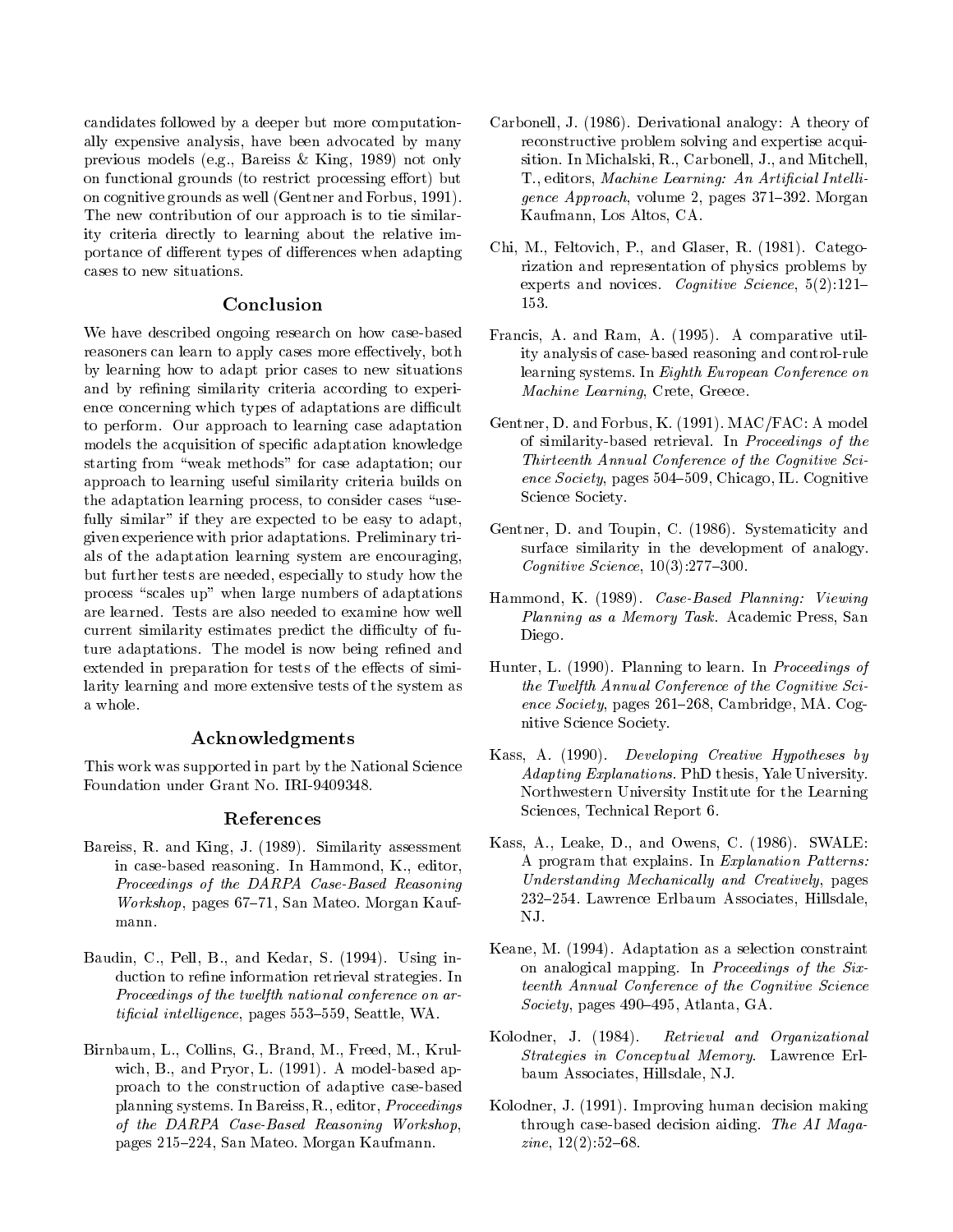candidates followed by a deeper but more computationally expensive analysis, have been advocated by many previous models (e.g., Bareiss & King, 1989) not only on functional grounds (to restrict processing effort) but on cognitive grounds as well (Gentner and Forbus, 1991). The new contribution of our approach is to tie similarity criteria directly to learning about the relative importance of different types of differences when adapting cases to new situations.

## Conclusion

We have described ongoing research on how case-based reasoners can learn to apply cases more effectively, both by learning how to adapt prior cases to new situations and by refining similarity criteria according to experience concerning which types of adaptations are difficult to perform. Our approach to learning case adaptation models the acquisition of specific adaptation knowledge starting from "weak methods" for case adaptation; our approach to learning useful similarity criteria builds on the adaptation learning process, to consider cases "usefully similar" if they are expected to be easy to adapt, given experience with prior adaptations. Preliminary trials of the adaptation learning system are encouraging, but further tests are needed, especially to study how the process "scales up" when large numbers of adaptations are learned. Tests are also needed to examine how well current similarity estimates predict the difficulty of future adaptations. The model is now being refined and extended in preparation for tests of the effects of similarity learning and more extensive tests of the system as a whole.

## Acknowledgments

This work was supported in part by the National Science Foundation under Grant No. IRI-9409348.

## References

Bareiss, R. and King, J. (1989). Similarity assessment in case-based reasoning. In Hammond, K., editor, *Proceedings of the DARPA Case-Based Reasoning Workshop*, pages 67–71, San Mateo. Morgan Kaufmann.

Baudin, C., Pell, B., and Kedar, S. (1994). Using induction to refine information retrieval strategies. In *Proceedings of the twelfth national conference on artificial intelligence*, pages 553–559, Seattle, WA.

Birnbaum, L., Collins, G., Brand, M., Freed, M., Krulwich, B., and Pryor, L. (1991). A model-based approach to the construction of adaptive case-based planning systems. In Bareiss, R., editor, *Proceedings of the DARPA Case-Based Reasoning Workshop*, pages 215–224, San Mateo. Morgan Kaufmann.

Carbonell, J. (1986). Derivational analogy: A theory of reconstructive problem solving and expertise acquisition. In Michalski, R., Carbonell, J., and Mitchell, T., editors, *Machine Learning: An Artificial Intelligence Approach*, volume 2, pages 371–392. Morgan Kaufmann, Los Altos, CA.

Chi, M., Feltovich, P., and Glaser, R. (1981). Categorization and representation of physics problems by experts and novices. *Cognitive Science*, 5(2):121–153.

Francis, A. and Ram, A. (1995). A comparative utility analysis of case-based reasoning and control-rule learning systems. In *Eighth European Conference on Machine Learning*, Crete, Greece.

Gentner, D. and Forbus, K. (1991). MAC/FAC: A model of similarity-based retrieval. In *Proceedings of the Thirteenth Annual Conference of the Cognitive Science Society*, pages 504–509, Chicago, IL. Cognitive Science Society.

Gentner, D. and Toupin, C. (1986). Systematicity and surface similarity in the development of analogy. *Cognitive Science*, 10(3):277–300.

Hammond, K. (1989). *Case-Based Planning: Viewing Planning as a Memory Task*. Academic Press, San Diego.

Hunter, L. (1990). Planning to learn. In *Proceedings of the Twelfth Annual Conference of the Cognitive Science Society*, pages 261–268, Cambridge, MA. Cognitive Science Society.

Kass, A. (1990). *Developing Creative Hypotheses by Adapting Explanations*. PhD thesis, Yale University. Northwestern University Institute for the Learning Sciences, Technical Report 6.

Kass, A., Leake, D., and Owens, C. (1986). SWALE: A program that explains. In *Explanation Patterns: Understanding Mechanically and Creatively*, pages 232–254. Lawrence Erlbaum Associates, Hillsdale, NJ.

Keane, M. (1994). Adaptation as a selection constraint on analogical mapping. In *Proceedings of the Sixteenth Annual Conference of the Cognitive Science Society*, pages 490–495, Atlanta, GA.

Kolodner, J. (1984). *Retrieval and Organizational Strategies in Conceptual Memory*. Lawrence Erlbaum Associates, Hillsdale, NJ.

Kolodner, J. (1991). Improving human decision making through case-based decision aiding. *The AI Magazine*, 12(2):52–68.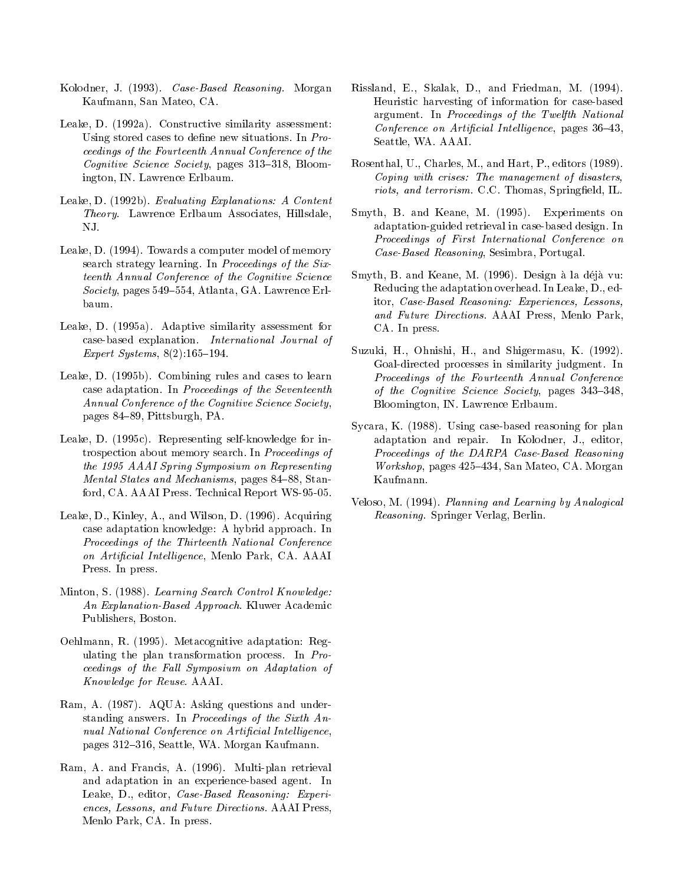Kolodner, J. (1993). *Case-Based Reasoning*. Morgan Kaufmann, San Mateo, CA.

Leake, D. (1992a). Constructive similarity assessment: Using stored cases to define new situations. In *Proceedings of the Fourteenth Annual Conference of the Cognitive Science Society*, pages 313–318, Bloomington, IN. Lawrence Erlbaum.

Leake, D. (1992b). *Evaluating Explanations: A Content Theory*. Lawrence Erlbaum Associates, Hillsdale, NJ.

Leake, D. (1994). Towards a computer model of memory search strategy learning. In *Proceedings of the Sixteenth Annual Conference of the Cognitive Science Society*, pages 549–554, Atlanta, GA. Lawrence Erlbaum.

Leake, D. (1995a). Adaptive similarity assessment for case-based explanation. *International Journal of Expert Systems*, 8(2):165–194.

Leake, D. (1995b). Combining rules and cases to learn case adaptation. In *Proceedings of the Seventeenth Annual Conference of the Cognitive Science Society*, pages 84–89, Pittsburgh, PA.

Leake, D. (1995c). Representing self-knowledge for introspection about memory search. In *Proceedings of the 1995 AAAI Spring Symposium on Representing Mental States and Mechanisms*, pages 84–88, Stanford, CA. AAAI Press. Technical Report WS-95-05.

Leake, D., Kinley, A., and Wilson, D. (1996). Acquiring case adaptation knowledge: A hybrid approach. In *Proceedings of the Thirteenth National Conference on Artificial Intelligence*, Menlo Park, CA. AAAI Press. In press.

Minton, S. (1988). *Learning Search Control Knowledge: An Explanation-Based Approach*. Kluwer Academic Publishers, Boston.

Oehlmann, R. (1995). Metacognitive adaptation: Regulating the plan transformation process. In *Proceedings of the Fall Symposium on Adaptation of Knowledge for Reuse*. AAAI.

Ram, A. (1987). AQUA: Asking questions and understanding answers. In *Proceedings of the Sixth Annual National Conference on Artificial Intelligence*, pages 312–316, Seattle, WA. Morgan Kaufmann.

Ram, A. and Francis, A. (1996). Multi-plan retrieval and adaptation in an experience-based agent. In Leake, D., editor, *Case-Based Reasoning: Experiences, Lessons, and Future Directions*. AAAI Press, Menlo Park, CA. In press.

Rissland, E., Skalak, D., and Friedman, M. (1994). Heuristic harvesting of information for case-based argument. In *Proceedings of the Twelfth National Conference on Artificial Intelligence*, pages 36–43, Seattle, WA. AAAI.

Rosenthal, U., Charles, M., and Hart, P., editors (1989). *Coping with crises: The management of disasters, riots, and terrorism*. C.C. Thomas, Springfield, IL.

Smyth, B. and Keane, M. (1995). Experiments on adaptation-guided retrieval in case-based design. In *Proceedings of First International Conference on Case-Based Reasoning*, Sesimbra, Portugal.

Smyth, B. and Keane, M. (1996). Design à la déjà vu: Reducing the adaptation overhead. In Leake, D., editor, *Case-Based Reasoning: Experiences, Lessons, and Future Directions*. AAAI Press, Menlo Park, CA. In press.

Suzuki, H., Ohnishi, H., and Shigermasu, K. (1992). Goal-directed processes in similarity judgment. In *Proceedings of the Fourteenth Annual Conference of the Cognitive Science Society*, pages 343–348, Bloomington, IN. Lawrence Erlbaum.

Sycara, K. (1988). Using case-based reasoning for plan adaptation and repair. In Kolodner, J., editor, *Proceedings of the DARPA Case-Based Reasoning Workshop*, pages 425–434, San Mateo, CA. Morgan Kaufmann.

Veloso, M. (1994). *Planning and Learning by Analogical Reasoning*. Springer Verlag, Berlin.